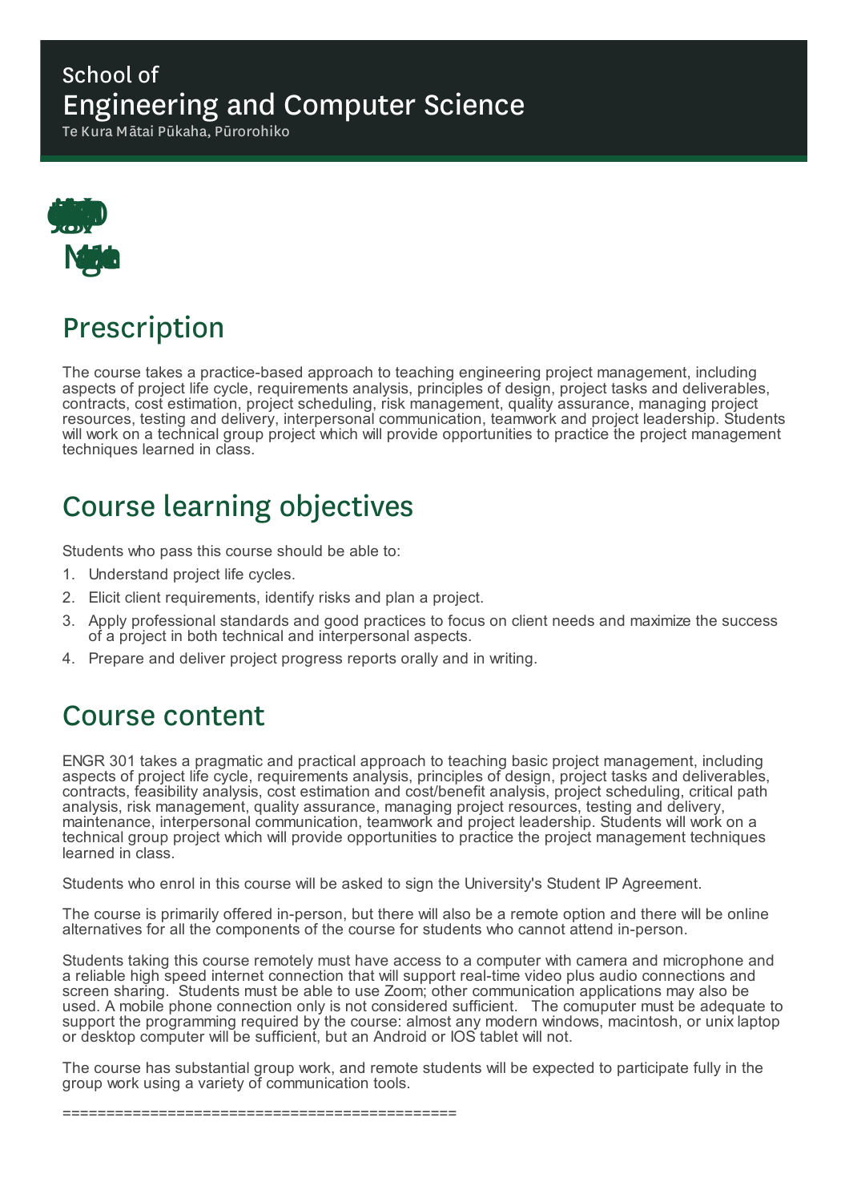School of
# Engineering and Computer Science
Te Kura Mātai Pūkaha, Pūrorohiko

## Prescription

The course takes a practice-based approach to teaching engineering project management, including aspects of project life cycle, requirements analysis, principles of design, project tasks and deliverables, contracts, cost estimation, project scheduling, risk management, quality assurance, managing project resources, testing and delivery, interpersonal communication, teamwork and project leadership. Students will work on a technical group project which will provide opportunities to practice the project management techniques learned in class.

## Course learning objectives

Students who pass this course should be able to:

1. Understand project life cycles.
2. Elicit client requirements, identify risks and plan a project.
3. Apply professional standards and good practices to focus on client needs and maximize the success of a project in both technical and interpersonal aspects.
4. Prepare and deliver project progress reports orally and in writing.

## Course content

ENGR 301 takes a pragmatic and practical approach to teaching basic project management, including aspects of project life cycle, requirements analysis, principles of design, project tasks and deliverables, contracts, feasibility analysis, cost estimation and cost/benefit analysis, project scheduling, critical path analysis, risk management, quality assurance, managing project resources, testing and delivery, maintenance, interpersonal communication, teamwork and project leadership. Students will work on a technical group project which will provide opportunities to practice the project management techniques learned in class.

Students who enrol in this course will be asked to sign the University's Student IP Agreement.

The course is primarily offered in-person, but there will also be a remote option and there will be online alternatives for all the components of the course for students who cannot attend in-person.

Students taking this course remotely must have access to a computer with camera and microphone and a reliable high speed internet connection that will support real-time video plus audio connections and screen sharing. Students must be able to use Zoom; other communication applications may also be used. A mobile phone connection only is not considered sufficient. The comuputer must be adequate to support the programming required by the course: almost any modern windows, macintosh, or unix laptop or desktop computer will be sufficient, but an Android or IOS tablet will not.

The course has substantial group work, and remote students will be expected to participate fully in the group work using a variety of communication tools.

============================================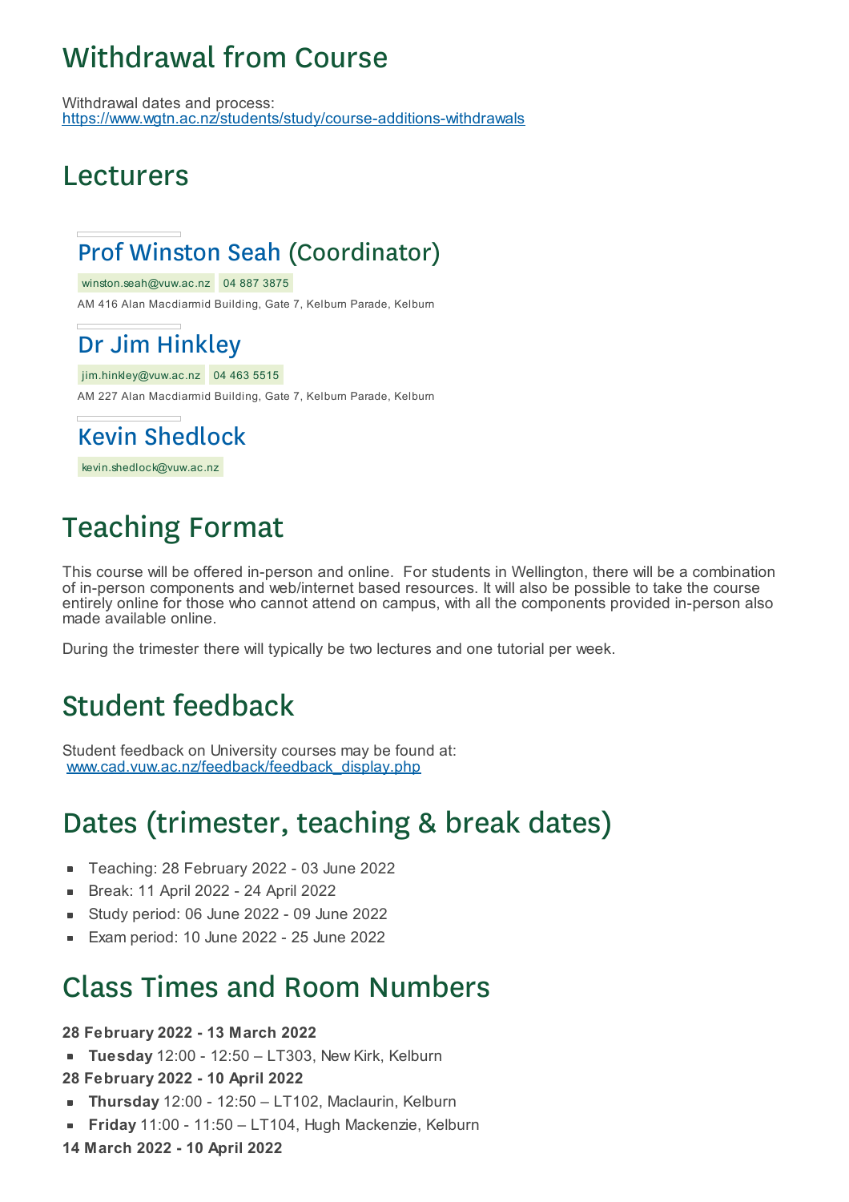# Withdrawal from Course

Withdrawal dates and process:
https://www.wgtn.ac.nz/students/study/course-additions-withdrawals

# Lecturers

## Prof Winston Seah (Coordinator)

winston.seah@vuw.ac.nz 04 887 3875

AM 416 Alan Macdiarmid Building, Gate 7, Kelburn Parade, Kelburn

## Dr Jim Hinkley

jim.hinkley@vuw.ac.nz 04 463 5515

AM 227 Alan Macdiarmid Building, Gate 7, Kelburn Parade, Kelburn

## Kevin Shedlock

kevin.shedlock@vuw.ac.nz

# Teaching Format

This course will be offered in-person and online. For students in Wellington, there will be a combination of in-person components and web/internet based resources. It will also be possible to take the course entirely online for those who cannot attend on campus, with all the components provided in-person also made available online.

During the trimester there will typically be two lectures and one tutorial per week.

# Student feedback

Student feedback on University courses may be found at:
www.cad.vuw.ac.nz/feedback/feedback_display.php

# Dates (trimester, teaching & break dates)

- Teaching: 28 February 2022 - 03 June 2022
- Break: 11 April 2022 - 24 April 2022
- Study period: 06 June 2022 - 09 June 2022
- Exam period: 10 June 2022 - 25 June 2022

# Class Times and Room Numbers

**28 February 2022 - 13 March 2022**

- **Tuesday** 12:00 - 12:50 – LT303, New Kirk, Kelburn

**28 February 2022 - 10 April 2022**

- **Thursday** 12:00 - 12:50 – LT102, Maclaurin, Kelburn
- **Friday** 11:00 - 11:50 – LT104, Hugh Mackenzie, Kelburn

**14 March 2022 - 10 April 2022**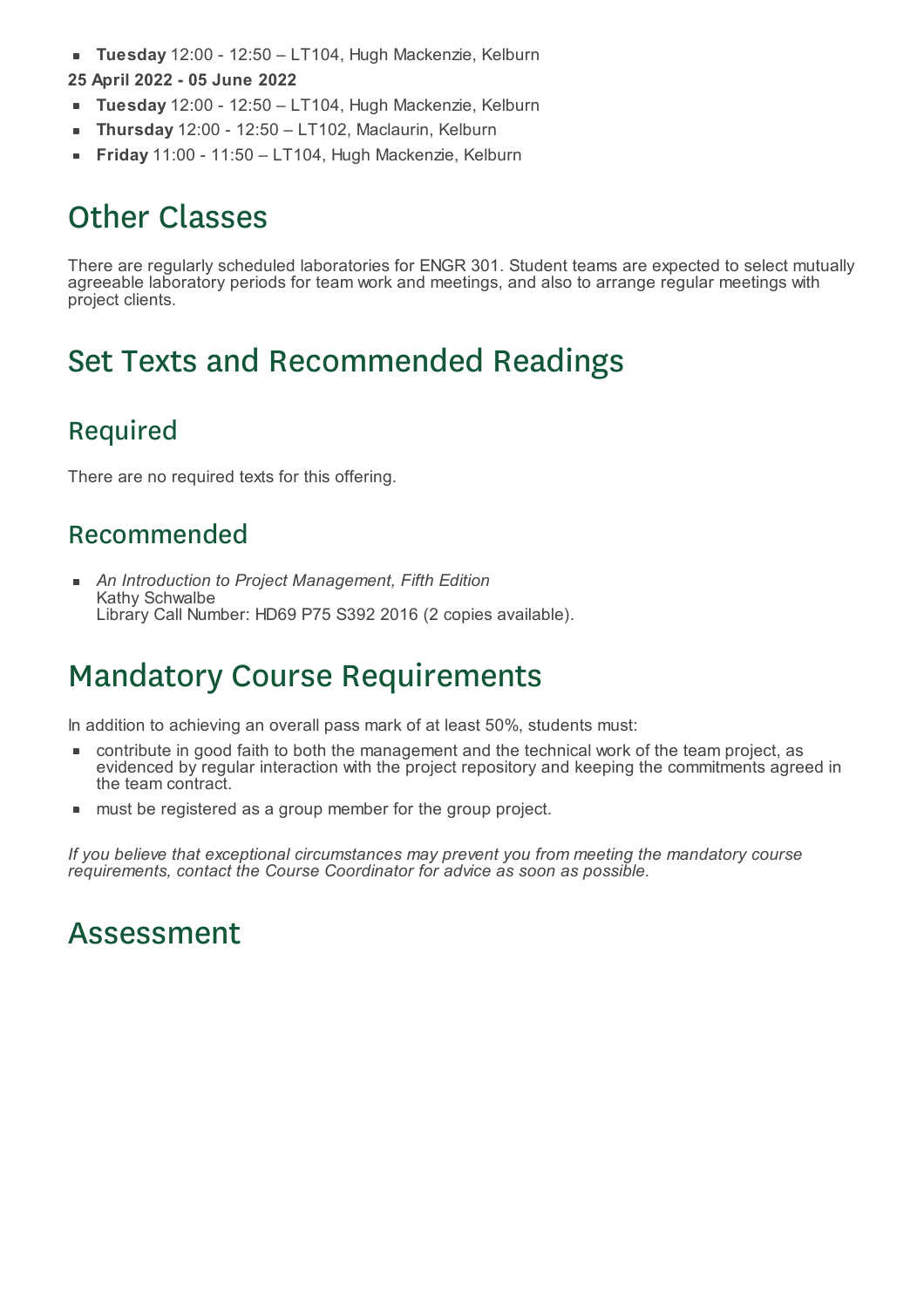- **Tuesday** 12:00 - 12:50 – LT104, Hugh Mackenzie, Kelburn

**25 April 2022 - 05 June 2022**

- **Tuesday** 12:00 - 12:50 – LT104, Hugh Mackenzie, Kelburn
- **Thursday** 12:00 - 12:50 – LT102, Maclaurin, Kelburn
- **Friday** 11:00 - 11:50 – LT104, Hugh Mackenzie, Kelburn

# Other Classes

There are regularly scheduled laboratories for ENGR 301. Student teams are expected to select mutually agreeable laboratory periods for team work and meetings, and also to arrange regular meetings with project clients.

# Set Texts and Recommended Readings

## Required

There are no required texts for this offering.

## Recommended

- *An Introduction to Project Management, Fifth Edition*
  Kathy Schwalbe
  Library Call Number: HD69 P75 S392 2016 (2 copies available).

# Mandatory Course Requirements

In addition to achieving an overall pass mark of at least 50%, students must:

- contribute in good faith to both the management and the technical work of the team project, as evidenced by regular interaction with the project repository and keeping the commitments agreed in the team contract.
- must be registered as a group member for the group project.

*If you believe that exceptional circumstances may prevent you from meeting the mandatory course requirements, contact the Course Coordinator for advice as soon as possible.*

# Assessment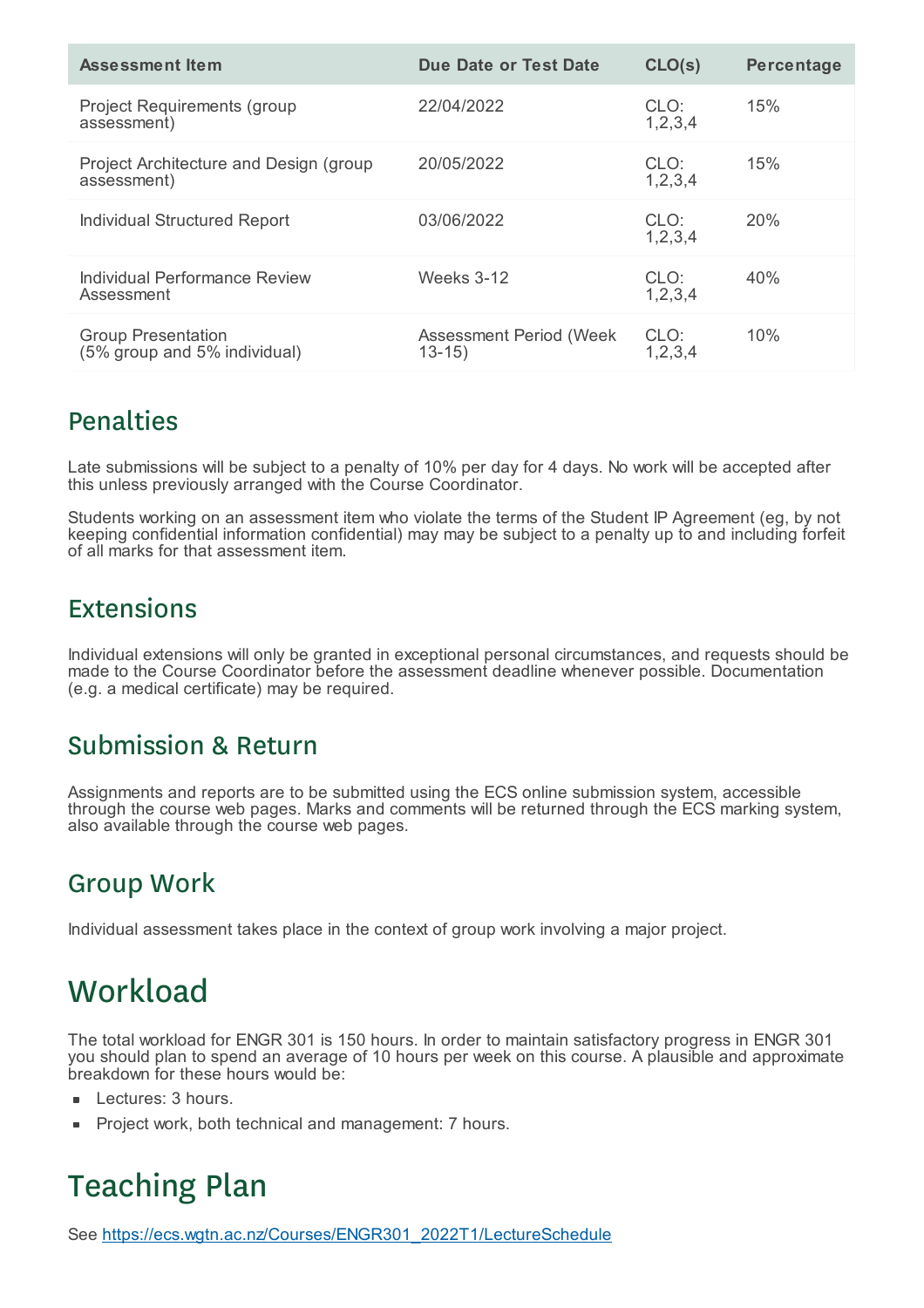| Assessment Item | Due Date or Test Date | CLO(s) | Percentage |
|---|---|---|---|
| Project Requirements (group assessment) | 22/04/2022 | CLO: 1,2,3,4 | 15% |
| Project Architecture and Design (group assessment) | 20/05/2022 | CLO: 1,2,3,4 | 15% |
| Individual Structured Report | 03/06/2022 | CLO: 1,2,3,4 | 20% |
| Individual Performance Review Assessment | Weeks 3-12 | CLO: 1,2,3,4 | 40% |
| Group Presentation (5% group and 5% individual) | Assessment Period (Week 13-15) | CLO: 1,2,3,4 | 10% |

## Penalties

Late submissions will be subject to a penalty of 10% per day for 4 days. No work will be accepted after this unless previously arranged with the Course Coordinator.

Students working on an assessment item who violate the terms of the Student IP Agreement (eg, by not keeping confidential information confidential) may may be subject to a penalty up to and including forfeit of all marks for that assessment item.

## Extensions

Individual extensions will only be granted in exceptional personal circumstances, and requests should be made to the Course Coordinator before the assessment deadline whenever possible. Documentation (e.g. a medical certificate) may be required.

## Submission & Return

Assignments and reports are to be submitted using the ECS online submission system, accessible through the course web pages. Marks and comments will be returned through the ECS marking system, also available through the course web pages.

## Group Work

Individual assessment takes place in the context of group work involving a major project.

# Workload

The total workload for ENGR 301 is 150 hours. In order to maintain satisfactory progress in ENGR 301 you should plan to spend an average of 10 hours per week on this course. A plausible and approximate breakdown for these hours would be:

- Lectures: 3 hours.
- Project work, both technical and management: 7 hours.

# Teaching Plan

See [https://ecs.wgtn.ac.nz/Courses/ENGR301_2022T1/LectureSchedule](https://ecs.wgtn.ac.nz/Courses/ENGR301_2022T1/LectureSchedule)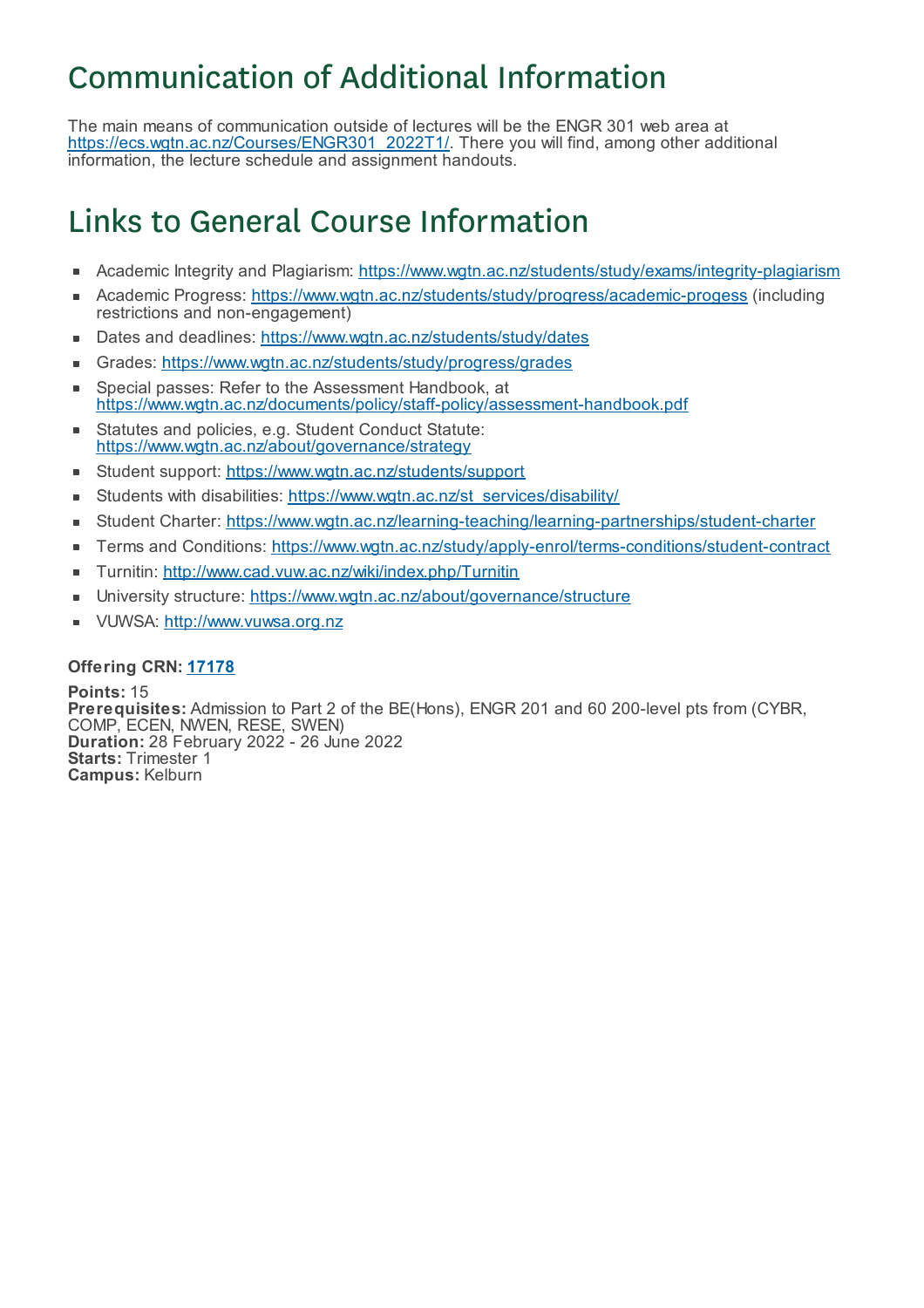# Communication of Additional Information

The main means of communication outside of lectures will be the ENGR 301 web area at https://ecs.wgtn.ac.nz/Courses/ENGR301_2022T1/. There you will find, among other additional information, the lecture schedule and assignment handouts.

# Links to General Course Information

- Academic Integrity and Plagiarism: https://www.wgtn.ac.nz/students/study/exams/integrity-plagiarism
- Academic Progress: https://www.wgtn.ac.nz/students/study/progress/academic-progess (including restrictions and non-engagement)
- Dates and deadlines: https://www.wgtn.ac.nz/students/study/dates
- Grades: https://www.wgtn.ac.nz/students/study/progress/grades
- Special passes: Refer to the Assessment Handbook, at https://www.wgtn.ac.nz/documents/policy/staff-policy/assessment-handbook.pdf
- Statutes and policies, e.g. Student Conduct Statute: https://www.wgtn.ac.nz/about/governance/strategy
- Student support: https://www.wgtn.ac.nz/students/support
- Students with disabilities: https://www.wgtn.ac.nz/st_services/disability/
- Student Charter: https://www.wgtn.ac.nz/learning-teaching/learning-partnerships/student-charter
- Terms and Conditions: https://www.wgtn.ac.nz/study/apply-enrol/terms-conditions/student-contract
- Turnitin: http://www.cad.vuw.ac.nz/wiki/index.php/Turnitin
- University structure: https://www.wgtn.ac.nz/about/governance/structure
- VUWSA: http://www.vuwsa.org.nz

**Offering CRN: 17178**

**Points:** 15
**Prerequisites:** Admission to Part 2 of the BE(Hons), ENGR 201 and 60 200-level pts from (CYBR, COMP, ECEN, NWEN, RESE, SWEN)
**Duration:** 28 February 2022 - 26 June 2022
**Starts:** Trimester 1
**Campus:** Kelburn